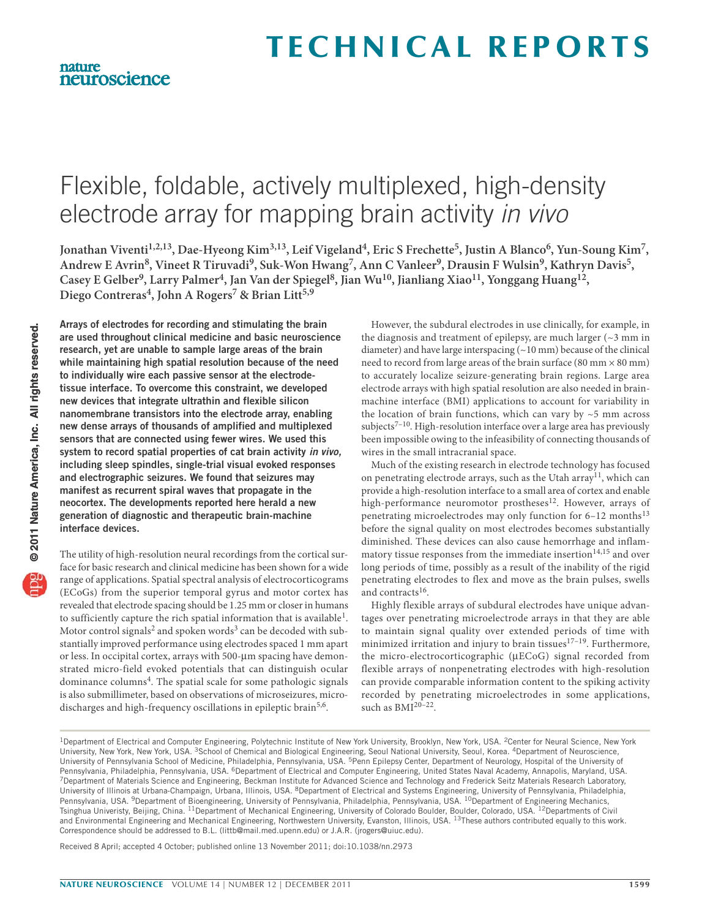# Flexible, foldable, actively multiplexed, high-density electrode array for mapping brain activity *in vivo*

**Jonathan Viventi[1,2,13], Dae-Hyeong Kim[3,13], Leif Vigeland[4], Eric S Frechette[5], Justin A Blanco[6], Yun-Soung Kim[7], Andrew E Avrin[8], Vineet R Tiruvadi[9], Suk-Won Hwang[7], Ann C Vanleer[9], Drausin F Wulsin[9], Kathryn Davis[5], Casey E Gelber[9], Larry Palmer[4], Jan Van der Spiegel[8], Jian Wu[10], Jianliang Xiao[11], Yonggang Huang[12], Diego Contreras[4], John A Rogers[7] & Brian Litt[5,9]**

**Arrays of electrodes for recording and stimulating the brain are used throughout clinical medicine and basic neuroscience research, yet are unable to sample large areas of the brain while maintaining high spatial resolution because of the need to individually wire each passive sensor at the electrode-tissue interface. To overcome this constraint, we developed new devices that integrate ultrathin and flexible silicon nanomembrane transistors into the electrode array, enabling new dense arrays of thousands of amplified and multiplexed sensors that are connected using fewer wires. We used this system to record spatial properties of cat brain activity *in vivo*, including sleep spindles, single-trial visual evoked responses and electrographic seizures. We found that seizures may manifest as recurrent spiral waves that propagate in the neocortex. The developments reported here herald a new generation of diagnostic and therapeutic brain-machine interface devices.**

The utility of high-resolution neural recordings from the cortical surface for basic research and clinical medicine has been shown for a wide range of applications. Spatial spectral analysis of electrocorticograms (ECoGs) from the superior temporal gyrus and motor cortex has revealed that electrode spacing should be 1.25 mm or closer in humans to sufficiently capture the rich spatial information that is available[1]. Motor control signals[2] and spoken words[3] can be decoded with substantially improved performance using electrodes spaced 1 mm apart or less. In occipital cortex, arrays with 500-µm spacing have demonstrated micro-field evoked potentials that can distinguish ocular dominance columns[4]. The spatial scale for some pathologic signals is also submillimeter, based on observations of microseizures, microdischarges and high-frequency oscillations in epileptic brain[5,6].

However, the subdural electrodes in use clinically, for example, in the diagnosis and treatment of epilepsy, are much larger (~3 mm in diameter) and have large interspacing (~10 mm) because of the clinical need to record from large areas of the brain surface (80 mm × 80 mm) to accurately localize seizure-generating brain regions. Large area electrode arrays with high spatial resolution are also needed in brain-machine interface (BMI) applications to account for variability in the location of brain functions, which can vary by ~5 mm across subjects[7–10]. High-resolution interface over a large area has previously been impossible owing to the infeasibility of connecting thousands of wires in the small intracranial space.

Much of the existing research in electrode technology has focused on penetrating electrode arrays, such as the Utah array[11], which can provide a high-resolution interface to a small area of cortex and enable high-performance neuromotor prostheses[12]. However, arrays of penetrating microelectrodes may only function for 6–12 months[13] before the signal quality on most electrodes becomes substantially diminished. These devices can also cause hemorrhage and inflammatory tissue responses from the immediate insertion[14,15] and over long periods of time, possibly as a result of the inability of the rigid penetrating electrodes to flex and move as the brain pulses, swells and contracts[16].

Highly flexible arrays of subdural electrodes have unique advantages over penetrating microelectrode arrays in that they are able to maintain signal quality over extended periods of time with minimized irritation and injury to brain tissues[17–19]. Furthermore, the micro-electrocorticographic (µECoG) signal recorded from flexible arrays of nonpenetrating electrodes with high-resolution can provide comparable information content to the spiking activity recorded by penetrating microelectrodes in some applications, such as BMI[20–22].

[1]Department of Electrical and Computer Engineering, Polytechnic Institute of New York University, Brooklyn, New York, USA. [2]Center for Neural Science, New York University, New York, New York, USA. [3]School of Chemical and Biological Engineering, Seoul National University, Seoul, Korea. [4]Department of Neuroscience, University of Pennsylvania School of Medicine, Philadelphia, Pennsylvania, USA. [5]Penn Epilepsy Center, Department of Neurology, Hospital of the University of Pennsylvania, Philadelphia, Pennsylvania, USA. [6]Department of Electrical and Computer Engineering, United States Naval Academy, Annapolis, Maryland, USA. [7]Department of Materials Science and Engineering, Beckman Institute for Advanced Science and Technology and Frederick Seitz Materials Research Laboratory, University of Illinois at Urbana-Champaign, Urbana, Illinois, USA. [8]Department of Electrical and Systems Engineering, University of Pennsylvania, Philadelphia, Pennsylvania, USA. [9]Department of Bioengineering, University of Pennsylvania, Philadelphia, Pennsylvania, USA. [10]Department of Engineering Mechanics, Tsinghua Univeristy, Beijing, China. [11]Department of Mechanical Engineering, University of Colorado Boulder, Boulder, Colorado, USA. [12]Departments of Civil and Environmental Engineering and Mechanical Engineering, Northwestern University, Evanston, Illinois, USA. [13]These authors contributed equally to this work. Correspondence should be addressed to B.L. (littb@mail.med.upenn.edu) or J.A.R. (jrogers@uiuc.edu).

Received 8 April; accepted 4 October; published online 13 November 2011; doi:10.1038/nn.2973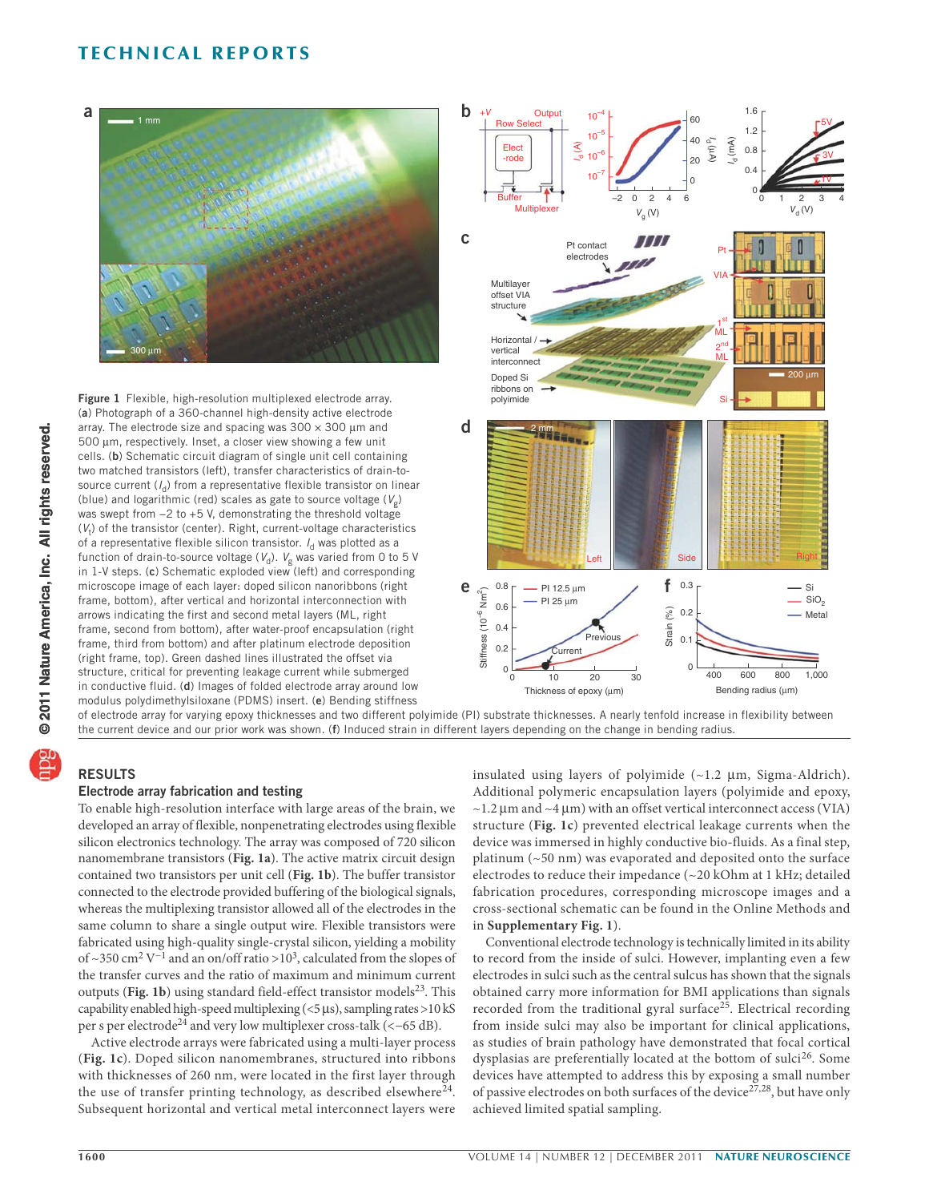Figure 1 Flexible, high-resolution multiplexed electrode array. (**a**) Photograph of a 360-channel high-density active electrode array. The electrode size and spacing was 300 × 300 μm and 500 μm, respectively. Inset, a closer view showing a few unit cells. (**b**) Schematic circuit diagram of single unit cell containing two matched transistors (left), transfer characteristics of drain-to-source current ($I_d$) from a representative flexible transistor on linear (blue) and logarithmic (red) scales as gate to source voltage ($V_g$) was swept from −2 to +5 V, demonstrating the threshold voltage ($V_t$) of the transistor (center). Right, current-voltage characteristics of a representative flexible silicon transistor. $I_d$ was plotted as a function of drain-to-source voltage ($V_d$). $V_g$ was varied from 0 to 5 V in 1-V steps. (**c**) Schematic exploded view (left) and corresponding microscope image of each layer: doped silicon nanoribbons (right frame, bottom), after vertical and horizontal interconnection with arrows indicating the first and second metal layers (ML, right frame, second from bottom), after water-proof encapsulation (right frame, third from bottom) and after platinum electrode deposition (right frame, top). Green dashed lines illustrated the offset via structure, critical for preventing leakage current while submerged in conductive fluid. (**d**) Images of folded electrode array around low modulus polydimethylsiloxane (PDMS) insert. (**e**) Bending stiffness of electrode array for varying epoxy thicknesses and two different polyimide (PI) substrate thicknesses. A nearly tenfold increase in flexibility between the current device and our prior work was shown. (**f**) Induced strain in different layers depending on the change in bending radius.

## RESULTS

### Electrode array fabrication and testing

To enable high-resolution interface with large areas of the brain, we developed an array of flexible, nonpenetrating electrodes using flexible silicon electronics technology. The array was composed of 720 silicon nanomembrane transistors (**Fig. 1a**). The active matrix circuit design contained two transistors per unit cell (**Fig. 1b**). The buffer transistor connected to the electrode provided buffering of the biological signals, whereas the multiplexing transistor allowed all of the electrodes in the same column to share a single output wire. Flexible transistors were fabricated using high-quality single-crystal silicon, yielding a mobility of ~350 $cm^2 V^{-1}$ and an on/off ratio $>10^3$, calculated from the slopes of the transfer curves and the ratio of maximum and minimum current outputs (**Fig. 1b**) using standard field-effect transistor models[23]. This capability enabled high-speed multiplexing (<5 μs), sampling rates >10 kS per s per electrode[24] and very low multiplexer cross-talk (<−65 dB).

Active electrode arrays were fabricated using a multi-layer process (**Fig. 1c**). Doped silicon nanomembranes, structured into ribbons with thicknesses of 260 nm, were located in the first layer through the use of transfer printing technology, as described elsewhere[24]. Subsequent horizontal and vertical metal interconnect layers were insulated using layers of polyimide (~1.2 μm, Sigma-Aldrich). Additional polymeric encapsulation layers (polyimide and epoxy, ~1.2 μm and ~4 μm) with an offset vertical interconnect access (VIA) structure (**Fig. 1c**) prevented electrical leakage currents when the device was immersed in highly conductive bio-fluids. As a final step, platinum (~50 nm) was evaporated and deposited onto the surface electrodes to reduce their impedance (~20 kOhm at 1 kHz; detailed fabrication procedures, corresponding microscope images and a cross-sectional schematic can be found in the Online Methods and in **Supplementary Fig. 1**).

Conventional electrode technology is technically limited in its ability to record from the inside of sulci. However, implanting even a few electrodes in sulci such as the central sulcus has shown that the signals obtained carry more information for BMI applications than signals recorded from the traditional gyral surface[25]. Electrical recording from inside sulci may also be important for clinical applications, as studies of brain pathology have demonstrated that focal cortical dysplasias are preferentially located at the bottom of sulci[26]. Some devices have attempted to address this by exposing a small number of passive electrodes on both surfaces of the device[27,28], but have only achieved limited spatial sampling.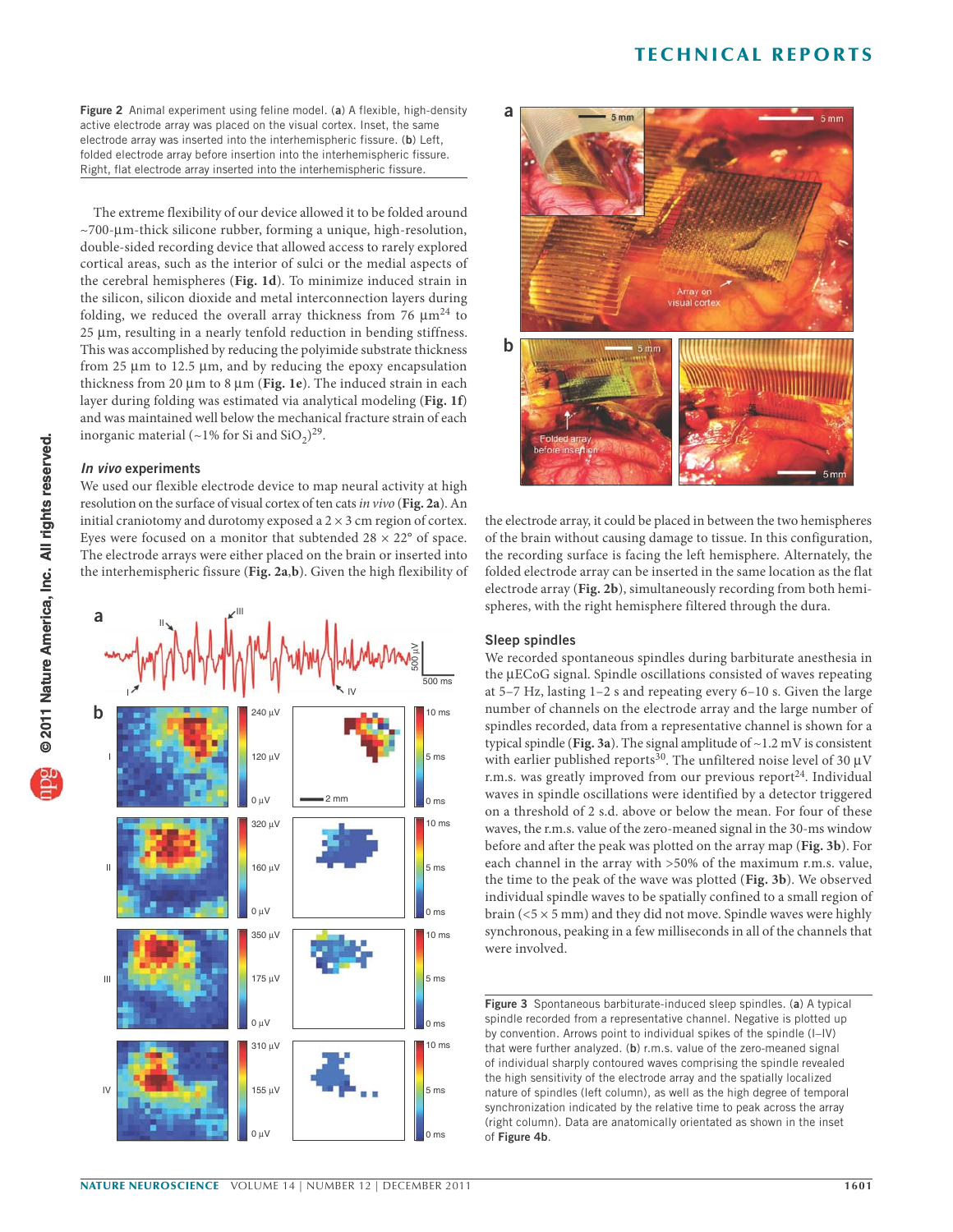**Figure 2** Animal experiment using feline model. (**a**) A flexible, high-density active electrode array was placed on the visual cortex. Inset, the same electrode array was inserted into the interhemispheric fissure. (**b**) Left, folded electrode array before insertion into the interhemispheric fissure. Right, flat electrode array inserted into the interhemispheric fissure.

The extreme flexibility of our device allowed it to be folded around ~700-μm-thick silicone rubber, forming a unique, high-resolution, double-sided recording device that allowed access to rarely explored cortical areas, such as the interior of sulci or the medial aspects of the cerebral hemispheres (**Fig. 1d**). To minimize induced strain in the silicon, silicon dioxide and metal interconnection layers during folding, we reduced the overall array thickness from 76 μm[24] to 25 μm, resulting in a nearly tenfold reduction in bending stiffness. This was accomplished by reducing the polyimide substrate thickness from 25 μm to 12.5 μm, and by reducing the epoxy encapsulation thickness from 20 μm to 8 μm (**Fig. 1e**). The induced strain in each layer during folding was estimated via analytical modeling (**Fig. 1f**) and was maintained well below the mechanical fracture strain of each inorganic material (~1% for Si and $SiO_2$)[29].

### *In vivo* experiments

We used our flexible electrode device to map neural activity at high resolution on the surface of visual cortex of ten cats *in vivo* (**Fig. 2a**). An initial craniotomy and durotomy exposed a 2 × 3 cm region of cortex. Eyes were focused on a monitor that subtended 28 × 22° of space. The electrode arrays were either placed on the brain or inserted into the interhemispheric fissure (**Fig. 2a**,**b**). Given the high flexibility of the electrode array, it could be placed in between the two hemispheres of the brain without causing damage to tissue. In this configuration, the recording surface is facing the left hemisphere. Alternately, the folded electrode array can be inserted in the same location as the flat electrode array (**Fig. 2b**), simultaneously recording from both hemispheres, with the right hemisphere filtered through the dura.

### Sleep spindles

We recorded spontaneous spindles during barbiturate anesthesia in the μECoG signal. Spindle oscillations consisted of waves repeating at 5–7 Hz, lasting 1–2 s and repeating every 6–10 s. Given the large number of channels on the electrode array and the large number of spindles recorded, data from a representative channel is shown for a typical spindle (**Fig. 3a**). The signal amplitude of ~1.2 mV is consistent with earlier published reports[30]. The unfiltered noise level of 30 μV r.m.s. was greatly improved from our previous report[24]. Individual waves in spindle oscillations were identified by a detector triggered on a threshold of 2 s.d. above or below the mean. For four of these waves, the r.m.s. value of the zero-meaned signal in the 30-ms window before and after the peak was plotted on the array map (**Fig. 3b**). For each channel in the array with >50% of the maximum r.m.s. value, the time to the peak of the wave was plotted (**Fig. 3b**). We observed individual spindle waves to be spatially confined to a small region of brain (<5 × 5 mm) and they did not move. Spindle waves were highly synchronous, peaking in a few milliseconds in all of the channels that were involved.

**Figure 3** Spontaneous barbiturate-induced sleep spindles. (**a**) A typical spindle recorded from a representative channel. Negative is plotted up by convention. Arrows point to individual spikes of the spindle (I–IV) that were further analyzed. (**b**) r.m.s. value of the zero-meaned signal of individual sharply contoured waves comprising the spindle revealed the high sensitivity of the electrode array and the spatially localized nature of spindles (left column), as well as the high degree of temporal synchronization indicated by the relative time to peak across the array (right column). Data are anatomically orientated as shown in the inset of **Figure 4b**.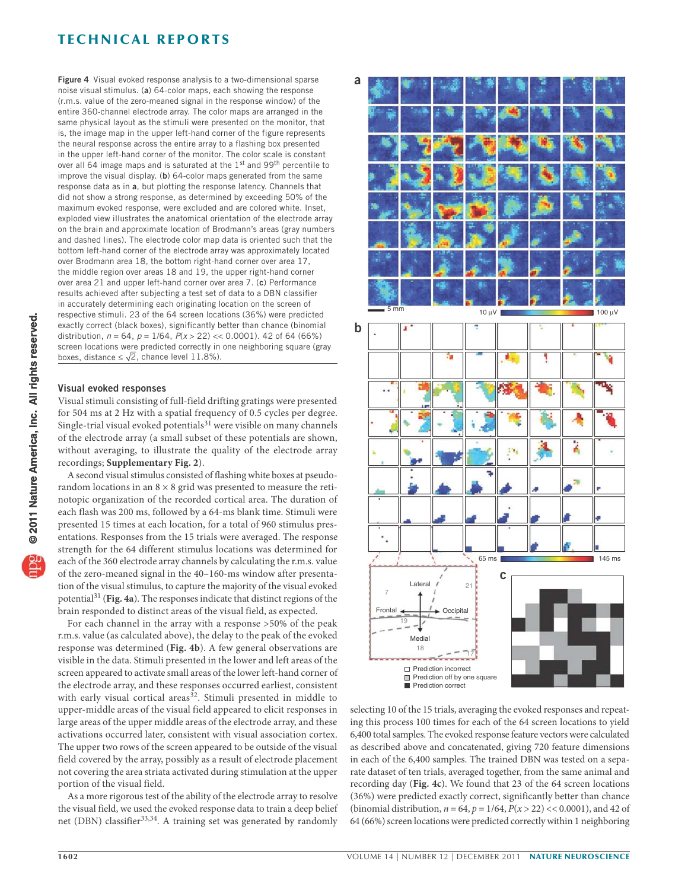**Figure 4** Visual evoked response analysis to a two-dimensional sparse noise visual stimulus. (**a**) 64-color maps, each showing the response (r.m.s. value of the zero-meaned signal in the response window) of the entire 360-channel electrode array. The color maps are arranged in the same physical layout as the stimuli were presented on the monitor, that is, the image map in the upper left-hand corner of the figure represents the neural response across the entire array to a flashing box presented in the upper left-hand corner of the monitor. The color scale is constant over all 64 image maps and is saturated at the 1st and 99th percentile to improve the visual display. (**b**) 64-color maps generated from the same response data as in **a**, but plotting the response latency. Channels that did not show a strong response, as determined by exceeding 50% of the maximum evoked response, were excluded and are colored white. Inset, exploded view illustrates the anatomical orientation of the electrode array on the brain and approximate location of Brodmann's areas (gray numbers and dashed lines). The electrode color map data is oriented such that the bottom left-hand corner of the electrode array was approximately located over Brodmann area 18, the bottom right-hand corner over area 17, the middle region over areas 18 and 19, the upper right-hand corner over area 21 and upper left-hand corner over area 7. (**c**) Performance results achieved after subjecting a test set of data to a DBN classifier in accurately determining each originating location on the screen of respective stimuli. 23 of the 64 screen locations (36%) were predicted exactly correct (black boxes), significantly better than chance (binomial distribution, $n = 64$, $p = 1/64$, $P(x > 22) << 0.0001$). 42 of 64 (66%) screen locations were predicted correctly in one neighboring square (gray boxes, distance $\leq \sqrt{2}$, chance level 11.8%).

### Visual evoked responses

Visual stimuli consisting of full-field drifting gratings were presented for 504 ms at 2 Hz with a spatial frequency of 0.5 cycles per degree. Single-trial visual evoked potentials[31] were visible on many channels of the electrode array (a small subset of these potentials are shown, without averaging, to illustrate the quality of the electrode array recordings; **Supplementary Fig. 2**).

A second visual stimulus consisted of flashing white boxes at pseudorandom locations in an 8 × 8 grid was presented to measure the retinotopic organization of the recorded cortical area. The duration of each flash was 200 ms, followed by a 64-ms blank time. Stimuli were presented 15 times at each location, for a total of 960 stimulus presentations. Responses from the 15 trials were averaged. The response strength for the 64 different stimulus locations was determined for each of the 360 electrode array channels by calculating the r.m.s. value of the zero-meaned signal in the 40–160-ms window after presentation of the visual stimulus, to capture the majority of the visual evoked potential[31] (**Fig. 4a**). The responses indicate that distinct regions of the brain responded to distinct areas of the visual field, as expected.

For each channel in the array with a response >50% of the peak r.m.s. value (as calculated above), the delay to the peak of the evoked response was determined (**Fig. 4b**). A few general observations are visible in the data. Stimuli presented in the lower and left areas of the screen appeared to activate small areas of the lower left-hand corner of the electrode array, and these responses occurred earliest, consistent with early visual cortical areas[32]. Stimuli presented in middle to upper-middle areas of the visual field appeared to elicit responses in large areas of the upper middle areas of the electrode array, and these activations occurred later, consistent with visual association cortex. The upper two rows of the screen appeared to be outside of the visual field covered by the array, possibly as a result of electrode placement not covering the area striata activated during stimulation at the upper portion of the visual field.

As a more rigorous test of the ability of the electrode array to resolve the visual field, we used the evoked response data to train a deep belief net (DBN) classifier[33,34]. A training set was generated by randomly selecting 10 of the 15 trials, averaging the evoked responses and repeating this process 100 times for each of the 64 screen locations to yield 6,400 total samples. The evoked response feature vectors were calculated as described above and concatenated, giving 720 feature dimensions in each of the 6,400 samples. The trained DBN was tested on a separate dataset of ten trials, averaged together, from the same animal and recording day (**Fig. 4c**). We found that 23 of the 64 screen locations (36%) were predicted exactly correct, significantly better than chance (binomial distribution, $n = 64$, $p = 1/64$, $P(x > 22) << 0.0001$), and 42 of 64 (66%) screen locations were predicted correctly within 1 neighboring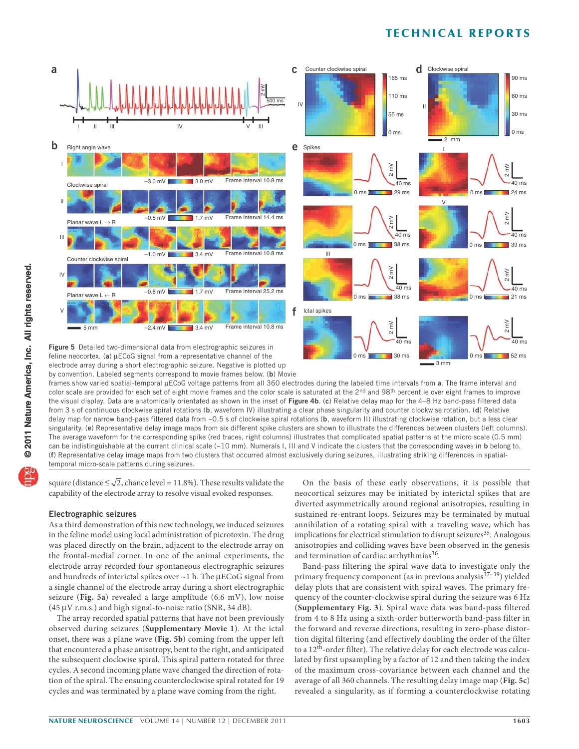**Figure 5** Detailed two-dimensional data from electrographic seizures in feline neocortex. (**a**) μECoG signal from a representative channel of the electrode array during a short electrographic seizure. Negative is plotted up by convention. Labeled segments correspond to movie frames below. (**b**) Movie frames show varied spatial-temporal μECoG voltage patterns from all 360 electrodes during the labeled time intervals from **a**. The frame interval and color scale are provided for each set of eight movie frames and the color scale is saturated at the 2nd and 98th percentile over eight frames to improve the visual display. Data are anatomically orientated as shown in the inset of **Figure 4b**. (**c**) Relative delay map for the 4–8 Hz band-pass filtered data from 3 s of continuous clockwise spiral rotations (**b**, waveform IV) illustrating a clear phase singularity and counter clockwise rotation. (**d**) Relative delay map for narrow band-pass filtered data from ~0.5 s of clockwise spiral rotations (**b**, waveform II) illustrating clockwise rotation, but a less clear singularity. (**e**) Representative delay image maps from six different spike clusters are shown to illustrate the differences between clusters (left columns). The average waveform for the corresponding spike (red traces, right columns) illustrates that complicated spatial patterns at the micro scale (0.5 mm) can be indistinguishable at the current clinical scale (~10 mm). Numerals I, III and V indicate the clusters that the corresponding waves in **b** belong to. (**f**) Representative delay image maps from two clusters that occurred almost exclusively during seizures, illustrating striking differences in spatial-temporal micro-scale patterns during seizures.

square (distance ≤ $\sqrt{2}$, chance level = 11.8%). These results validate the capability of the electrode array to resolve visual evoked responses.

## Electrographic seizures

As a third demonstration of this new technology, we induced seizures in the feline model using local administration of picrotoxin. The drug was placed directly on the brain, adjacent to the electrode array on the frontal-medial corner. In one of the animal experiments, the electrode array recorded four spontaneous electrographic seizures and hundreds of interictal spikes over ~1 h. The μECoG signal from a single channel of the electrode array during a short electrographic seizure (**Fig. 5a**) revealed a large amplitude (6.6 mV), low noise (45 μV r.m.s.) and high signal-to-noise ratio (SNR, 34 dB).

The array recorded spatial patterns that have not been previously observed during seizures (**Supplementary Movie 1**). At the ictal onset, there was a plane wave (**Fig. 5b**) coming from the upper left that encountered a phase anisotropy, bent to the right, and anticipated the subsequent clockwise spiral. This spiral pattern rotated for three cycles. A second incoming plane wave changed the direction of rotation of the spiral. The ensuing counterclockwise spiral rotated for 19 cycles and was terminated by a plane wave coming from the right.

On the basis of these early observations, it is possible that neocortical seizures may be initiated by interictal spikes that are diverted asymmetrically around regional anisotropies, resulting in sustained re-entrant loops. Seizures may be terminated by mutual annihilation of a rotating spiral with a traveling wave, which has implications for electrical stimulation to disrupt seizures[35]. Analogous anisotropies and colliding waves have been observed in the genesis and termination of cardiac arrhythmias[36].

Band-pass filtering the spiral wave data to investigate only the primary frequency component (as in previous analysis[37–39]) yielded delay plots that are consistent with spiral waves. The primary frequency of the counter-clockwise spiral during the seizure was 6 Hz (**Supplementary Fig. 3**). Spiral wave data was band-pass filtered from 4 to 8 Hz using a sixth-order butterworth band-pass filter in the forward and reverse directions, resulting in zero-phase distortion digital filtering (and effectively doubling the order of the filter to a 12th-order filter). The relative delay for each electrode was calculated by first upsampling by a factor of 12 and then taking the index of the maximum cross-covariance between each channel and the average of all 360 channels. The resulting delay image map (**Fig. 5c**) revealed a singularity, as if forming a counterclockwise rotating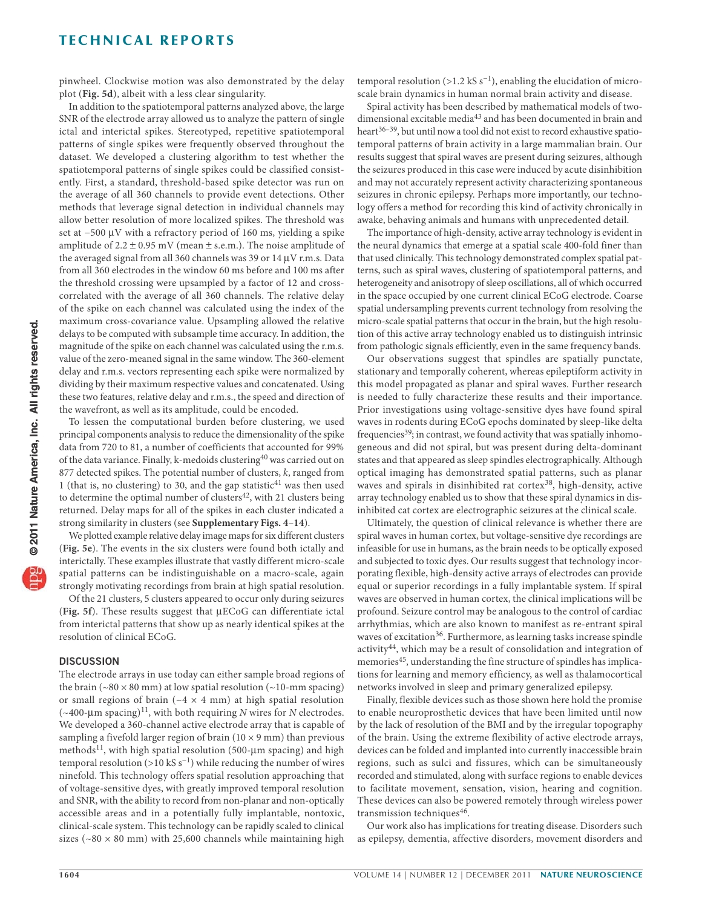pinwheel. Clockwise motion was also demonstrated by the delay plot (**Fig. 5d**), albeit with a less clear singularity.

In addition to the spatiotemporal patterns analyzed above, the large SNR of the electrode array allowed us to analyze the pattern of single ictal and interictal spikes. Stereotyped, repetitive spatiotemporal patterns of single spikes were frequently observed throughout the dataset. We developed a clustering algorithm to test whether the spatiotemporal patterns of single spikes could be classified consistently. First, a standard, threshold-based spike detector was run on the average of all 360 channels to provide event detections. Other methods that leverage signal detection in individual channels may allow better resolution of more localized spikes. The threshold was set at −500 μV with a refractory period of 160 ms, yielding a spike amplitude of 2.2 ± 0.95 mV (mean ± s.e.m.). The noise amplitude of the averaged signal from all 360 channels was 39 or 14 μV r.m.s. Data from all 360 electrodes in the window 60 ms before and 100 ms after the threshold crossing were upsampled by a factor of 12 and cross-correlated with the average of all 360 channels. The relative delay of the spike on each channel was calculated using the index of the maximum cross-covariance value. Upsampling allowed the relative delays to be computed with subsample time accuracy. In addition, the magnitude of the spike on each channel was calculated using the r.m.s. value of the zero-meaned signal in the same window. The 360-element delay and r.m.s. vectors representing each spike were normalized by dividing by their maximum respective values and concatenated. Using these two features, relative delay and r.m.s., the speed and direction of the wavefront, as well as its amplitude, could be encoded.

To lessen the computational burden before clustering, we used principal components analysis to reduce the dimensionality of the spike data from 720 to 81, a number of coefficients that accounted for 99% of the data variance. Finally, k-medoids clustering[40] was carried out on 877 detected spikes. The potential number of clusters, *k*, ranged from 1 (that is, no clustering) to 30, and the gap statistic[41] was then used to determine the optimal number of clusters[42], with 21 clusters being returned. Delay maps for all of the spikes in each cluster indicated a strong similarity in clusters (see **Supplementary Figs. 4**–**14**).

We plotted example relative delay image maps for six different clusters (**Fig. 5e**). The events in the six clusters were found both ictally and interictally. These examples illustrate that vastly different micro-scale spatial patterns can be indistinguishable on a macro-scale, again strongly motivating recordings from brain at high spatial resolution.

Of the 21 clusters, 5 clusters appeared to occur only during seizures (**Fig. 5f**). These results suggest that μECoG can differentiate ictal from interictal patterns that show up as nearly identical spikes at the resolution of clinical ECoG.

## DISCUSSION

The electrode arrays in use today can either sample broad regions of the brain (~80 × 80 mm) at low spatial resolution (~10-mm spacing) or small regions of brain (~4 × 4 mm) at high spatial resolution (~400-μm spacing)[11], with both requiring *N* wires for *N* electrodes. We developed a 360-channel active electrode array that is capable of sampling a fivefold larger region of brain (10 × 9 mm) than previous methods[11], with high spatial resolution (500-μm spacing) and high temporal resolution (>10 kS $s^{-1}$) while reducing the number of wires ninefold. This technology offers spatial resolution approaching that of voltage-sensitive dyes, with greatly improved temporal resolution and SNR, with the ability to record from non-planar and non-optically accessible areas and in a potentially fully implantable, nontoxic, clinical-scale system. This technology can be rapidly scaled to clinical sizes (~80 × 80 mm) with 25,600 channels while maintaining high temporal resolution (>1.2 kS $s^{-1}$), enabling the elucidation of micro-scale brain dynamics in human normal brain activity and disease.

Spiral activity has been described by mathematical models of two-dimensional excitable media[43] and has been documented in brain and heart[36–39], but until now a tool did not exist to record exhaustive spatiotemporal patterns of brain activity in a large mammalian brain. Our results suggest that spiral waves are present during seizures, although the seizures produced in this case were induced by acute disinhibition and may not accurately represent activity characterizing spontaneous seizures in chronic epilepsy. Perhaps more importantly, our technology offers a method for recording this kind of activity chronically in awake, behaving animals and humans with unprecedented detail.

The importance of high-density, active array technology is evident in the neural dynamics that emerge at a spatial scale 400-fold finer than that used clinically. This technology demonstrated complex spatial patterns, such as spiral waves, clustering of spatiotemporal patterns, and heterogeneity and anisotropy of sleep oscillations, all of which occurred in the space occupied by one current clinical ECoG electrode. Coarse spatial undersampling prevents current technology from resolving the micro-scale spatial patterns that occur in the brain, but the high resolution of this active array technology enabled us to distinguish intrinsic from pathologic signals efficiently, even in the same frequency bands.

Our observations suggest that spindles are spatially punctate, stationary and temporally coherent, whereas epileptiform activity in this model propagated as planar and spiral waves. Further research is needed to fully characterize these results and their importance. Prior investigations using voltage-sensitive dyes have found spiral waves in rodents during ECoG epochs dominated by sleep-like delta frequencies[39]; in contrast, we found activity that was spatially inhomogeneous and did not spiral, but was present during delta-dominant states and that appeared as sleep spindles electrographically. Although optical imaging has demonstrated spatial patterns, such as planar waves and spirals in disinhibited rat cortex[38], high-density, active array technology enabled us to show that these spiral dynamics in disinhibited cat cortex are electrographic seizures at the clinical scale.

Ultimately, the question of clinical relevance is whether there are spiral waves in human cortex, but voltage-sensitive dye recordings are infeasible for use in humans, as the brain needs to be optically exposed and subjected to toxic dyes. Our results suggest that technology incorporating flexible, high-density active arrays of electrodes can provide equal or superior recordings in a fully implantable system. If spiral waves are observed in human cortex, the clinical implications will be profound. Seizure control may be analogous to the control of cardiac arrhythmias, which are also known to manifest as re-entrant spiral waves of excitation[36]. Furthermore, as learning tasks increase spindle activity[44], which may be a result of consolidation and integration of memories[45], understanding the fine structure of spindles has implications for learning and memory efficiency, as well as thalamocortical networks involved in sleep and primary generalized epilepsy.

Finally, flexible devices such as those shown here hold the promise to enable neuroprosthetic devices that have been limited until now by the lack of resolution of the BMI and by the irregular topography of the brain. Using the extreme flexibility of active electrode arrays, devices can be folded and implanted into currently inaccessible brain regions, such as sulci and fissures, which can be simultaneously recorded and stimulated, along with surface regions to enable devices to facilitate movement, sensation, vision, hearing and cognition. These devices can also be powered remotely through wireless power transmission techniques[46].

Our work also has implications for treating disease. Disorders such as epilepsy, dementia, affective disorders, movement disorders and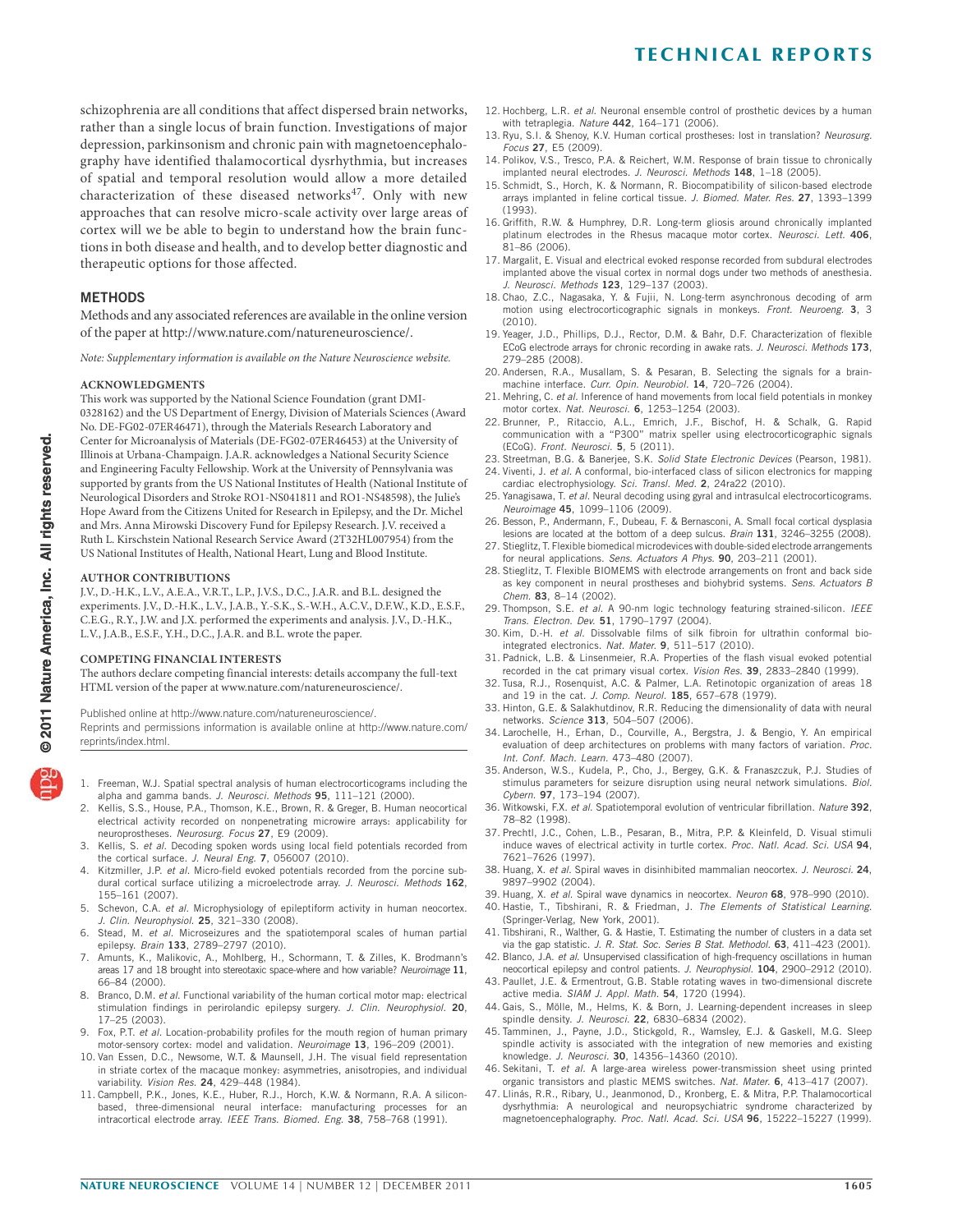schizophrenia are all conditions that affect dispersed brain networks, rather than a single locus of brain function. Investigations of major depression, parkinsonism and chronic pain with magnetoencephalography have identified thalamocortical dysrhythmia, but increases of spatial and temporal resolution would allow a more detailed characterization of these diseased networks[47]. Only with new approaches that can resolve micro-scale activity over large areas of cortex will we be able to begin to understand how the brain functions in both disease and health, and to develop better diagnostic and therapeutic options for those affected.

## METHODS

Methods and any associated references are available in the online version of the paper at http://www.nature.com/natureneuroscience/.

*Note: Supplementary information is available on the Nature Neuroscience website.*

### ACKNOWLEDGMENTS

This work was supported by the National Science Foundation (grant DMI-0328162) and the US Department of Energy, Division of Materials Sciences (Award No. DE-FG02-07ER46471), through the Materials Research Laboratory and Center for Microanalysis of Materials (DE-FG02-07ER46453) at the University of Illinois at Urbana-Champaign. J.A.R. acknowledges a National Security Science and Engineering Faculty Fellowship. Work at the University of Pennsylvania was supported by grants from the US National Institutes of Health (National Institute of Neurological Disorders and Stroke RO1-NS041811 and RO1-NS48598), the Julie's Hope Award from the Citizens United for Research in Epilepsy, and the Dr. Michel and Mrs. Anna Mirowski Discovery Fund for Epilepsy Research. J.V. received a Ruth L. Kirschstein National Research Service Award (2T32HL007954) from the US National Institutes of Health, National Heart, Lung and Blood Institute.

### AUTHOR CONTRIBUTIONS

J.V., D.-H.K., L.V., A.E.A., V.R.T., L.P., J.V.S., D.C., J.A.R. and B.L. designed the experiments. J.V., D.-H.K., L.V., J.A.B., Y.-S.K., S.-W.H., A.C.V., D.F.W., K.D., E.S.F., C.E.G., R.Y., J.W. and J.X. performed the experiments and analysis. J.V., D.-H.K., L.V., J.A.B., E.S.F., Y.H., D.C., J.A.R. and B.L. wrote the paper.

### COMPETING FINANCIAL INTERESTS

The authors declare competing financial interests: details accompany the full-text HTML version of the paper at www.nature.com/natureneuroscience/.

Published online at http://www.nature.com/natureneuroscience/.
Reprints and permissions information is available online at http://www.nature.com/reprints/index.html.

1. Freeman, W.J. Spatial spectral analysis of human electrocorticograms including the alpha and gamma bands. *J. Neurosci. Methods* **95**, 111–121 (2000).
2. Kellis, S.S., House, P.A., Thomson, K.E., Brown, R. & Greger, B. Human neocortical electrical activity recorded on nonpenetrating microwire arrays: applicability for neuroprostheses. *Neurosurg. Focus* **27**, E9 (2009).
3. Kellis, S. *et al.* Decoding spoken words using local field potentials recorded from the cortical surface. *J. Neural Eng.* **7**, 056007 (2010).
4. Kitzmiller, J.P. *et al.* Micro-field evoked potentials recorded from the porcine subdural cortical surface utilizing a microelectrode array. *J. Neurosci. Methods* **162**, 155–161 (2007).
5. Schevon, C.A. *et al.* Microphysiology of epileptiform activity in human neocortex. *J. Clin. Neurophysiol.* **25**, 321–330 (2008).
6. Stead, M. *et al.* Microseizures and the spatiotemporal scales of human partial epilepsy. *Brain* **133**, 2789–2797 (2010).
7. Amunts, K., Malikovic, A., Mohlberg, H., Schormann, T. & Zilles, K. Brodmann's areas 17 and 18 brought into stereotaxic space-where and how variable? *Neuroimage* **11**, 66–84 (2000).
8. Branco, D.M. *et al.* Functional variability of the human cortical motor map: electrical stimulation findings in perirolandic epilepsy surgery. *J. Clin. Neurophysiol.* **20**, 17–25 (2003).
9. Fox, P.T. *et al.* Location-probability profiles for the mouth region of human primary motor-sensory cortex: model and validation. *Neuroimage* **13**, 196–209 (2001).
10. Van Essen, D.C., Newsome, W.T. & Maunsell, J.H. The visual field representation in striate cortex of the macaque monkey: asymmetries, anisotropies, and individual variability. *Vision Res.* **24**, 429–448 (1984).
11. Campbell, P.K., Jones, K.E., Huber, R.J., Horch, K.W. & Normann, R.A. A silicon-based, three-dimensional neural interface: manufacturing processes for an intracortical electrode array. *IEEE Trans. Biomed. Eng.* **38**, 758–768 (1991).
12. Hochberg, L.R. *et al.* Neuronal ensemble control of prosthetic devices by a human with tetraplegia. *Nature* **442**, 164–171 (2006).
13. Ryu, S.I. & Shenoy, K.V. Human cortical prostheses: lost in translation? *Neurosurg. Focus* **27**, E5 (2009).
14. Polikov, V.S., Tresco, P.A. & Reichert, W.M. Response of brain tissue to chronically implanted neural electrodes. *J. Neurosci. Methods* **148**, 1–18 (2005).
15. Schmidt, S., Horch, K. & Normann, R. Biocompatibility of silicon-based electrode arrays implanted in feline cortical tissue. *J. Biomed. Mater. Res.* **27**, 1393–1399 (1993).
16. Griffith, R.W. & Humphrey, D.R. Long-term gliosis around chronically implanted platinum electrodes in the Rhesus macaque motor cortex. *Neurosci. Lett.* **406**, 81–86 (2006).
17. Margalit, E. Visual and electrical evoked response recorded from subdural electrodes implanted above the visual cortex in normal dogs under two methods of anesthesia. *J. Neurosci. Methods* **123**, 129–137 (2003).
18. Chao, Z.C., Nagasaka, Y. & Fujii, N. Long-term asynchronous decoding of arm motion using electrocorticographic signals in monkeys. *Front. Neuroeng.* **3**, 3 (2010).
19. Yeager, J.D., Phillips, D.J., Rector, D.M. & Bahr, D.F. Characterization of flexible ECoG electrode arrays for chronic recording in awake rats. *J. Neurosci. Methods* **173**, 279–285 (2008).
20. Andersen, R.A., Musallam, S. & Pesaran, B. Selecting the signals for a brain-machine interface. *Curr. Opin. Neurobiol.* **14**, 720–726 (2004).
21. Mehring, C. *et al.* Inference of hand movements from local field potentials in monkey motor cortex. *Nat. Neurosci.* **6**, 1253–1254 (2003).
22. Brunner, P., Ritaccio, A.L., Emrich, J.F., Bischof, H. & Schalk, G. Rapid communication with a "P300" matrix speller using electrocorticographic signals (ECoG). *Front. Neurosci.* **5**, 5 (2011).
23. Streetman, B.G. & Banerjee, S.K. *Solid State Electronic Devices* (Pearson, 1981).
24. Viventi, J. *et al.* A conformal, bio-interfaced class of silicon electronics for mapping cardiac electrophysiology. *Sci. Transl. Med.* **2**, 24ra22 (2010).
25. Yanagisawa, T. *et al.* Neural decoding using gyral and intrasulcal electrocorticograms. *Neuroimage* **45**, 1099–1106 (2009).
26. Besson, P., Andermann, F., Dubeau, F. & Bernasconi, A. Small focal cortical dysplasia lesions are located at the bottom of a deep sulcus. *Brain* **131**, 3246–3255 (2008).
27. Stieglitz, T. Flexible biomedical microdevices with double-sided electrode arrangements for neural applications. *Sens. Actuators A Phys.* **90**, 203–211 (2001).
28. Stieglitz, T. Flexible BIOMEMS with electrode arrangements on front and back side as key component in neural prostheses and biohybrid systems. *Sens. Actuators B Chem.* **83**, 8–14 (2002).
29. Thompson, S.E. *et al.* A 90-nm logic technology featuring strained-silicon. *IEEE Trans. Electron. Dev.* **51**, 1790–1797 (2004).
30. Kim, D.-H. *et al.* Dissolvable films of silk fibroin for ultrathin conformal bio-integrated electronics. *Nat. Mater.* **9**, 511–517 (2010).
31. Padnick, L.B. & Linsenmeier, R.A. Properties of the flash visual evoked potential recorded in the cat primary visual cortex. *Vision Res.* **39**, 2833–2840 (1999).
32. Tusa, R.J., Rosenquist, A.C. & Palmer, L.A. Retinotopic organization of areas 18 and 19 in the cat. *J. Comp. Neurol.* **185**, 657–678 (1979).
33. Hinton, G.E. & Salakhutdinov, R.R. Reducing the dimensionality of data with neural networks. *Science* **313**, 504–507 (2006).
34. Larochelle, H., Erhan, D., Courville, A., Bergstra, J. & Bengio, Y. An empirical evaluation of deep architectures on problems with many factors of variation. *Proc. Int. Conf. Mach. Learn.* 473–480 (2007).
35. Anderson, W.S., Kudela, P., Cho, J., Bergey, G.K. & Franaszczuk, P.J. Studies of stimulus parameters for seizure disruption using neural network simulations. *Biol. Cybern.* **97**, 173–194 (2007).
36. Witkowski, F.X. *et al.* Spatiotemporal evolution of ventricular fibrillation. *Nature* **392**, 78–82 (1998).
37. Prechtl, J.C., Cohen, L.B., Pesaran, B., Mitra, P.P. & Kleinfeld, D. Visual stimuli induce waves of electrical activity in turtle cortex. *Proc. Natl. Acad. Sci. USA* **94**, 7621–7626 (1997).
38. Huang, X. *et al.* Spiral waves in disinhibited mammalian neocortex. *J. Neurosci.* **24**, 9897–9902 (2004).
39. Huang, X. *et al.* Spiral wave dynamics in neocortex. *Neuron* **68**, 978–990 (2010).
40. Hastie, T., Tibshirani, R. & Friedman, J. *The Elements of Statistical Learning.* (Springer-Verlag, New York, 2001).
41. Tibshirani, R., Walther, G. & Hastie, T. Estimating the number of clusters in a data set via the gap statistic. *J. R. Stat. Soc. Series B Stat. Methodol.* **63**, 411–423 (2001).
42. Blanco, J.A. *et al.* Unsupervised classification of high-frequency oscillations in human neocortical epilepsy and control patients. *J. Neurophysiol.* **104**, 2900–2912 (2010).
43. Paullet, J.E. & Ermentrout, G.B. Stable rotating waves in two-dimensional discrete active media. *SIAM J. Appl. Math.* **54**, 1720 (1994).
44. Gais, S., Mölle, M., Helms, K. & Born, J. Learning-dependent increases in sleep spindle density. *J. Neurosci.* **22**, 6830–6834 (2002).
45. Tamminen, J., Payne, J.D., Stickgold, R., Wamsley, E.J. & Gaskell, M.G. Sleep spindle activity is associated with the integration of new memories and existing knowledge. *J. Neurosci.* **30**, 14356–14360 (2010).
46. Sekitani, T. *et al.* A large-area wireless power-transmission sheet using printed organic transistors and plastic MEMS switches. *Nat. Mater.* **6**, 413–417 (2007).
47. Llinás, R.R., Ribary, U., Jeanmonod, D., Kronberg, E. & Mitra, P.P. Thalamocortical dysrhythmia: A neurological and neuropsychiatric syndrome characterized by magnetoencephalography. *Proc. Natl. Acad. Sci. USA* **96**, 15222–15227 (1999).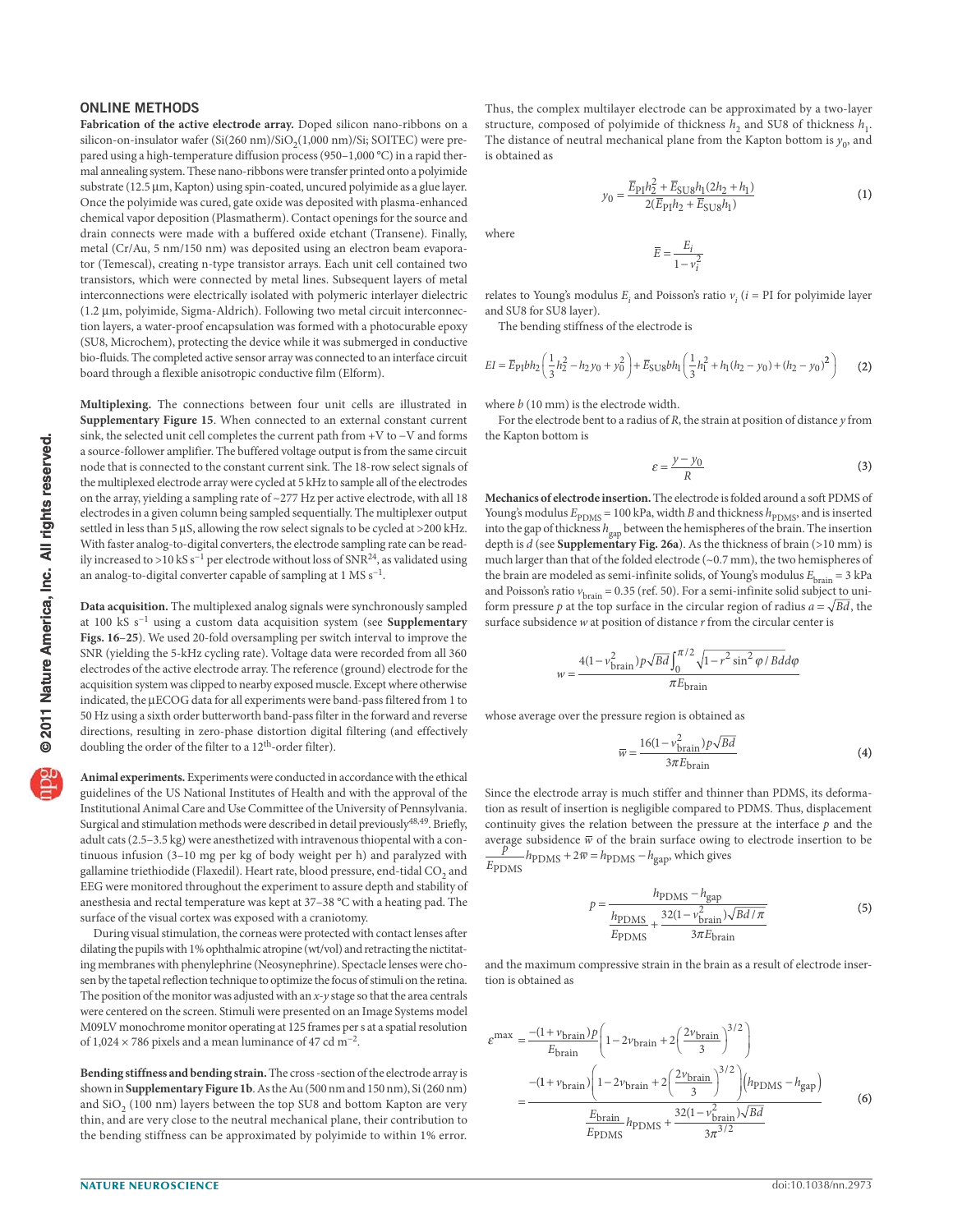## ONLINE METHODS

**Fabrication of the active electrode array.** Doped silicon nano-ribbons on a silicon-on-insulator wafer ($Si(260\ nm)/SiO_2(1{,}000\ nm)/Si$; SOITEC) were prepared using a high-temperature diffusion process (950–1,000 °C) in a rapid thermal annealing system. These nano-ribbons were transfer printed onto a polyimide substrate (12.5 µm, Kapton) using spin-coated, uncured polyimide as a glue layer. Once the polyimide was cured, gate oxide was deposited with plasma-enhanced chemical vapor deposition (Plasmatherm). Contact openings for the source and drain connects were made with a buffered oxide etchant (Transene). Finally, metal (Cr/Au, 5 nm/150 nm) was deposited using an electron beam evaporator (Temescal), creating n-type transistor arrays. Each unit cell contained two transistors, which were connected by metal lines. Subsequent layers of metal interconnections were electrically isolated with polymeric interlayer dielectric (1.2 µm, polyimide, Sigma-Aldrich). Following two metal circuit interconnection layers, a water-proof encapsulation was formed with a photocurable epoxy (SU8, Microchem), protecting the device while it was submerged in conductive bio-fluids. The completed active sensor array was connected to an interface circuit board through a flexible anisotropic conductive film (Elform).

**Multiplexing.** The connections between four unit cells are illustrated in **Supplementary Figure 15**. When connected to an external constant current sink, the selected unit cell completes the current path from +V to −V and forms a source-follower amplifier. The buffered voltage output is from the same circuit node that is connected to the constant current sink. The 18-row select signals of the multiplexed electrode array were cycled at 5 kHz to sample all of the electrodes on the array, yielding a sampling rate of ~277 Hz per active electrode, with all 18 electrodes in a given column being sampled sequentially. The multiplexer output settled in less than 5 µS, allowing the row select signals to be cycled at >200 kHz. With faster analog-to-digital converters, the electrode sampling rate can be readily increased to >10 kS $s^{-1}$ per electrode without loss of SNR[24], as validated using an analog-to-digital converter capable of sampling at 1 MS $s^{-1}$.

**Data acquisition.** The multiplexed analog signals were synchronously sampled at 100 kS $s^{-1}$ using a custom data acquisition system (see **Supplementary Figs. 16–25**). We used 20-fold oversampling per switch interval to improve the SNR (yielding the 5-kHz cycling rate). Voltage data were recorded from all 360 electrodes of the active electrode array. The reference (ground) electrode for the acquisition system was clipped to nearby exposed muscle. Except where otherwise indicated, the µECOG data for all experiments were band-pass filtered from 1 to 50 Hz using a sixth order butterworth band-pass filter in the forward and reverse directions, resulting in zero-phase distortion digital filtering (and effectively doubling the order of the filter to a 12th-order filter).

**Animal experiments.** Experiments were conducted in accordance with the ethical guidelines of the US National Institutes of Health and with the approval of the Institutional Animal Care and Use Committee of the University of Pennsylvania. Surgical and stimulation methods were described in detail previously[48,49]. Briefly, adult cats (2.5–3.5 kg) were anesthetized with intravenous thiopental with a continuous infusion (3–10 mg per kg of body weight per h) and paralyzed with gallamine triethiodide (Flaxedil). Heart rate, blood pressure, end-tidal $CO_2$ and EEG were monitored throughout the experiment to assure depth and stability of anesthesia and rectal temperature was kept at 37–38 °C with a heating pad. The surface of the visual cortex was exposed with a craniotomy.

During visual stimulation, the corneas were protected with contact lenses after dilating the pupils with 1% ophthalmic atropine (wt/vol) and retracting the nictitating membranes with phenylephrine (Neosynephrine). Spectacle lenses were chosen by the tapetal reflection technique to optimize the focus of stimuli on the retina. The position of the monitor was adjusted with an *x-y* stage so that the area centrals were centered on the screen. Stimuli were presented on an Image Systems model M09LV monochrome monitor operating at 125 frames per s at a spatial resolution of 1,024 × 786 pixels and a mean luminance of 47 cd $m^{-2}$.

**Bending stiffness and bending strain.** The cross -section of the electrode array is shown in **Supplementary Figure 1b**. As the Au (500 nm and 150 nm), Si (260 nm) and $SiO_2$ (100 nm) layers between the top SU8 and bottom Kapton are very thin, and are very close to the neutral mechanical plane, their contribution to the bending stiffness can be approximated by polyimide to within 1% error. Thus, the complex multilayer electrode can be approximated by a two-layer structure, composed of polyimide of thickness $h_2$ and SU8 of thickness $h_1$. The distance of neutral mechanical plane from the Kapton bottom is $y_0$, and is obtained as

$$y_0 = \frac{\overline{E}_{\mathrm{PI}} h_2^2 + \overline{E}_{\mathrm{SU8}} h_1 (2h_2 + h_1)}{2(\overline{E}_{\mathrm{PI}} h_2 + \overline{E}_{\mathrm{SU8}} h_1)} \tag{1}$$

where

$$\overline{E} = \frac{E_i}{1 - \nu_i^2}$$

relates to Young's modulus $E_i$ and Poisson's ratio $\nu_i$ ($i$ = PI for polyimide layer and SU8 for SU8 layer).

The bending stiffness of the electrode is

$$EI = \overline{E}_{\mathrm{PI}} b h_2 \left( \frac{1}{3} h_2^2 - h_2 y_0 + y_0^2 \right) + \overline{E}_{\mathrm{SU8}} b h_1 \left( \frac{1}{3} h_1^2 + h_1 (h_2 - y_0) + (h_2 - y_0)^2 \right) \tag{2}$$

where $b$ (10 mm) is the electrode width.

For the electrode bent to a radius of $R$, the strain at position of distance $y$ from the Kapton bottom is

$$\varepsilon = \frac{y - y_0}{R} \tag{3}$$

**Mechanics of electrode insertion.** The electrode is folded around a soft PDMS of Young's modulus $E_{\mathrm{PDMS}}$ = 100 kPa, width $B$ and thickness $h_{\mathrm{PDMS}}$, and is inserted into the gap of thickness $h_{\mathrm{gap}}$ between the hemispheres of the brain. The insertion depth is $d$ (see **Supplementary Fig. 26a**). As the thickness of brain (>10 mm) is much larger than that of the folded electrode (~0.7 mm), the two hemispheres of the brain are modeled as semi-infinite solids, of Young's modulus $E_{\mathrm{brain}}$ = 3 kPa and Poisson's ratio $\nu_{\mathrm{brain}}$ = 0.35 (ref. 50). For a semi-infinite solid subject to uniform pressure $p$ at the top surface in the circular region of radius $a = \sqrt{Bd}$, the surface subsidence $w$ at position of distance $r$ from the circular center is

$$w = \frac{4(1 - \nu_{\mathrm{brain}}^2) p \sqrt{Bd} \int_0^{\pi/2} \sqrt{1 - r^2 \sin^2 \varphi / Bd}\, d\varphi}{\pi E_{\mathrm{brain}}}$$

whose average over the pressure region is obtained as

$$\overline{w} = \frac{16(1 - \nu_{\mathrm{brain}}^2) p \sqrt{Bd}}{3\pi E_{\mathrm{brain}}} \tag{4}$$

Since the electrode array is much stiffer and thinner than PDMS, its deformation as result of insertion is negligible compared to PDMS. Thus, displacement continuity gives the relation between the pressure at the interface $p$ and the average subsidence $\overline{w}$ of the brain surface owing to electrode insertion to be $\frac{p}{E_{\mathrm{PDMS}}} h_{\mathrm{PDMS}} + 2\overline{w} = h_{\mathrm{PDMS}} - h_{\mathrm{gap}}$, which gives

$$p = \frac{h_{\mathrm{PDMS}} - h_{\mathrm{gap}}}{\dfrac{h_{\mathrm{PDMS}}}{E_{\mathrm{PDMS}}} + \dfrac{32(1 - \nu_{\mathrm{brain}}^2)\sqrt{Bd/\pi}}{3\pi E_{\mathrm{brain}}}} \tag{5}$$

and the maximum compressive strain in the brain as a result of electrode insertion is obtained as

$$\begin{aligned} \varepsilon^{\max} &= \frac{-(1 + \nu_{\mathrm{brain}}) p}{E_{\mathrm{brain}}} \left( 1 - 2\nu_{\mathrm{brain}} + 2\left( \frac{2\nu_{\mathrm{brain}}}{3} \right)^{3/2} \right) \\ &= \frac{-(1 + \nu_{\mathrm{brain}}) \left( 1 - 2\nu_{\mathrm{brain}} + 2\left( \frac{2\nu_{\mathrm{brain}}}{3} \right)^{3/2} \right) \left( h_{\mathrm{PDMS}} - h_{\mathrm{gap}} \right)}{\dfrac{E_{\mathrm{brain}}}{E_{\mathrm{PDMS}}} h_{\mathrm{PDMS}} + \dfrac{32(1 - \nu_{\mathrm{brain}}^2)\sqrt{Bd}}{3\pi^{3/2}}} \end{aligned} \tag{6}$$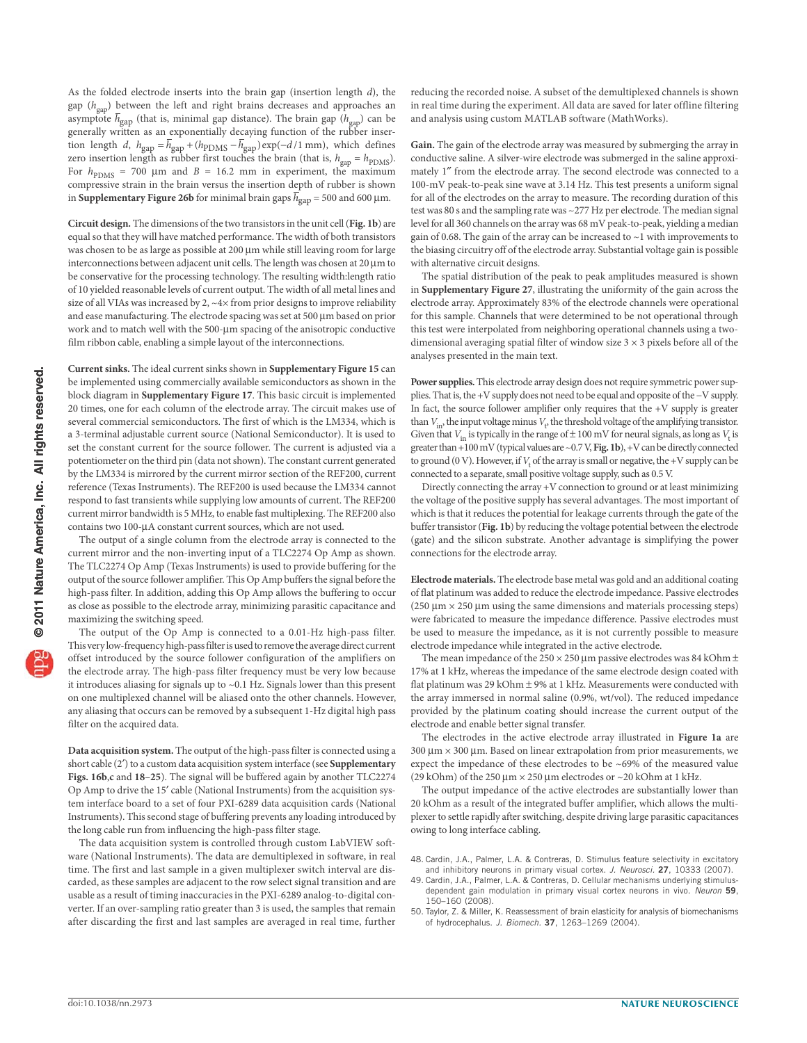As the folded electrode inserts into the brain gap (insertion length $d$), the gap ($h_{gap}$) between the left and right brains decreases and approaches an asymptote $\overline{h}_{gap}$ (that is, minimal gap distance). The brain gap ($h_{gap}$) can be generally written as an exponentially decaying function of the rubber insertion length $d$, $h_{gap} = \overline{h}_{gap} + (h_{PDMS} - \overline{h}_{gap})\exp(-d/1\text{ mm})$, which defines zero insertion length as rubber first touches the brain (that is, $h_{gap} = h_{PDMS}$). For $h_{PDMS}$ = 700 μm and $B$ = 16.2 mm in experiment, the maximum compressive strain in the brain versus the insertion depth of rubber is shown in **Supplementary Figure 26b** for minimal brain gaps $\overline{h}_{gap}$ = 500 and 600 μm.

**Circuit design.** The dimensions of the two transistors in the unit cell (**Fig. 1b**) are equal so that they will have matched performance. The width of both transistors was chosen to be as large as possible at 200 μm while still leaving room for large interconnections between adjacent unit cells. The length was chosen at 20 μm to be conservative for the processing technology. The resulting width:length ratio of 10 yielded reasonable levels of current output. The width of all metal lines and size of all VIAs was increased by 2, ~4× from prior designs to improve reliability and ease manufacturing. The electrode spacing was set at 500 μm based on prior work and to match well with the 500-μm spacing of the anisotropic conductive film ribbon cable, enabling a simple layout of the interconnections.

**Current sinks.** The ideal current sinks shown in **Supplementary Figure 15** can be implemented using commercially available semiconductors as shown in the block diagram in **Supplementary Figure 17**. This basic circuit is implemented 20 times, one for each column of the electrode array. The circuit makes use of several commercial semiconductors. The first of which is the LM334, which is a 3-terminal adjustable current source (National Semiconductor). It is used to set the constant current for the source follower. The current is adjusted via a potentiometer on the third pin (data not shown). The constant current generated by the LM334 is mirrored by the current mirror section of the REF200, current reference (Texas Instruments). The REF200 is used because the LM334 cannot respond to fast transients while supplying low amounts of current. The REF200 current mirror bandwidth is 5 MHz, to enable fast multiplexing. The REF200 also contains two 100-μA constant current sources, which are not used.

The output of a single column from the electrode array is connected to the current mirror and the non-inverting input of a TLC2274 Op Amp as shown. The TLC2274 Op Amp (Texas Instruments) is used to provide buffering for the output of the source follower amplifier. This Op Amp buffers the signal before the high-pass filter. In addition, adding this Op Amp allows the buffering to occur as close as possible to the electrode array, minimizing parasitic capacitance and maximizing the switching speed.

The output of the Op Amp is connected to a 0.01-Hz high-pass filter. This very low-frequency high-pass filter is used to remove the average direct current offset introduced by the source follower configuration of the amplifiers on the electrode array. The high-pass filter frequency must be very low because it introduces aliasing for signals up to ~0.1 Hz. Signals lower than this present on one multiplexed channel will be aliased onto the other channels. However, any aliasing that occurs can be removed by a subsequent 1-Hz digital high pass filter on the acquired data.

**Data acquisition system.** The output of the high-pass filter is connected using a short cable (2′) to a custom data acquisition system interface (see **Supplementary Figs. 16b**,**c** and **18**–**25**). The signal will be buffered again by another TLC2274 Op Amp to drive the 15′ cable (National Instruments) from the acquisition system interface board to a set of four PXI-6289 data acquisition cards (National Instruments). This second stage of buffering prevents any loading introduced by the long cable run from influencing the high-pass filter stage.

The data acquisition system is controlled through custom LabVIEW software (National Instruments). The data are demultiplexed in software, in real time. The first and last sample in a given multiplexer switch interval are discarded, as these samples are adjacent to the row select signal transition and are usable as a result of timing inaccuracies in the PXI-6289 analog-to-digital converter. If an over-sampling ratio greater than 3 is used, the samples that remain after discarding the first and last samples are averaged in real time, further reducing the recorded noise. A subset of the demultiplexed channels is shown in real time during the experiment. All data are saved for later offline filtering and analysis using custom MATLAB software (MathWorks).

**Gain.** The gain of the electrode array was measured by submerging the array in conductive saline. A silver-wire electrode was submerged in the saline approximately 1″ from the electrode array. The second electrode was connected to a 100-mV peak-to-peak sine wave at 3.14 Hz. This test presents a uniform signal for all of the electrodes on the array to measure. The recording duration of this test was 80 s and the sampling rate was ~277 Hz per electrode. The median signal level for all 360 channels on the array was 68 mV peak-to-peak, yielding a median gain of 0.68. The gain of the array can be increased to ~1 with improvements to the biasing circuitry off of the electrode array. Substantial voltage gain is possible with alternative circuit designs.

The spatial distribution of the peak to peak amplitudes measured is shown in **Supplementary Figure 27**, illustrating the uniformity of the gain across the electrode array. Approximately 83% of the electrode channels were operational for this sample. Channels that were determined to be not operational through this test were interpolated from neighboring operational channels using a two-dimensional averaging spatial filter of window size 3 × 3 pixels before all of the analyses presented in the main text.

**Power supplies.** This electrode array design does not require symmetric power supplies. That is, the +V supply does not need to be equal and opposite of the –V supply. In fact, the source follower amplifier only requires that the +V supply is greater than $V_{in}$, the input voltage minus $V_t$, the threshold voltage of the amplifying transistor. Given that $V_{in}$ is typically in the range of ± 100 mV for neural signals, as long as $V_t$ is greater than +100 mV (typical values are ~0.7 V, **Fig. 1b**), +V can be directly connected to ground (0 V). However, if $V_t$ of the array is small or negative, the +V supply can be connected to a separate, small positive voltage supply, such as 0.5 V.

Directly connecting the array +V connection to ground or at least minimizing the voltage of the positive supply has several advantages. The most important of which is that it reduces the potential for leakage currents through the gate of the buffer transistor (**Fig. 1b**) by reducing the voltage potential between the electrode (gate) and the silicon substrate. Another advantage is simplifying the power connections for the electrode array.

**Electrode materials.** The electrode base metal was gold and an additional coating of flat platinum was added to reduce the electrode impedance. Passive electrodes (250 μm × 250 μm using the same dimensions and materials processing steps) were fabricated to measure the impedance difference. Passive electrodes must be used to measure the impedance, as it is not currently possible to measure electrode impedance while integrated in the active electrode.

The mean impedance of the 250 × 250 μm passive electrodes was 84 kOhm ± 17% at 1 kHz, whereas the impedance of the same electrode design coated with flat platinum was 29 kOhm ± 9% at 1 kHz. Measurements were conducted with the array immersed in normal saline (0.9%, wt/vol). The reduced impedance provided by the platinum coating should increase the current output of the electrode and enable better signal transfer.

The electrodes in the active electrode array illustrated in **Figure 1a** are 300 μm × 300 μm. Based on linear extrapolation from prior measurements, we expect the impedance of these electrodes to be ~69% of the measured value (29 kOhm) of the 250 μm × 250 μm electrodes or ~20 kOhm at 1 kHz.

The output impedance of the active electrodes are substantially lower than 20 kOhm as a result of the integrated buffer amplifier, which allows the multiplexer to settle rapidly after switching, despite driving large parasitic capacitances owing to long interface cabling.

48. Cardin, J.A., Palmer, L.A. & Contreras, D. Stimulus feature selectivity in excitatory and inhibitory neurons in primary visual cortex. *J. Neurosci*. **27**, 10333 (2007).
49. Cardin, J.A., Palmer, L.A. & Contreras, D. Cellular mechanisms underlying stimulus-dependent gain modulation in primary visual cortex neurons in vivo. *Neuron* **59**, 150–160 (2008).
50. Taylor, Z. & Miller, K. Reassessment of brain elasticity for analysis of biomechanisms of hydrocephalus. *J. Biomech*. **37**, 1263–1269 (2004).